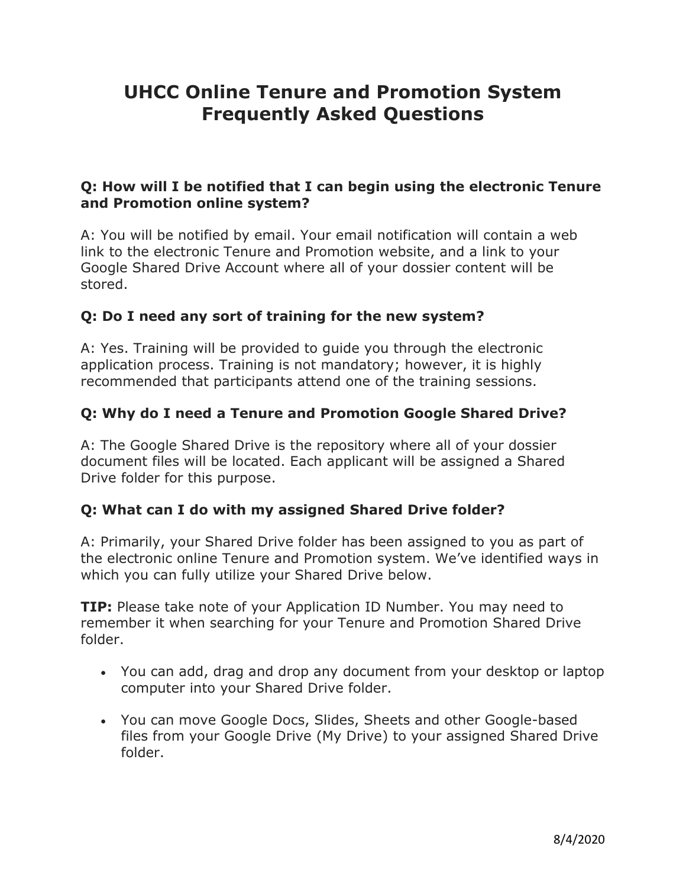# UHCC Online Tenure and Promotion System Frequently Asked Questions

**Q: How will I be notified that I can begin using the electronic Tenure and Promotion online system?**

A: You will be notified by email. Your email notification will contain a web link to the electronic Tenure and Promotion website, and a link to your Google Shared Drive Account where all of your dossier content will be stored.

**Q: Do I need any sort of training for the new system?**

A: Yes. Training will be provided to guide you through the electronic application process. Training is not mandatory; however, it is highly recommended that participants attend one of the training sessions.

**Q: Why do I need a Tenure and Promotion Google Shared Drive?**

A: The Google Shared Drive is the repository where all of your dossier document files will be located. Each applicant will be assigned a Shared Drive folder for this purpose.

**Q: What can I do with my assigned Shared Drive folder?**

A: Primarily, your Shared Drive folder has been assigned to you as part of the electronic online Tenure and Promotion system. We've identified ways in which you can fully utilize your Shared Drive below.

**TIP:** Please take note of your Application ID Number. You may need to remember it when searching for your Tenure and Promotion Shared Drive folder.

- You can add, drag and drop any document from your desktop or laptop computer into your Shared Drive folder.
- You can move Google Docs, Slides, Sheets and other Google-based files from your Google Drive (My Drive) to your assigned Shared Drive folder.

8/4/2020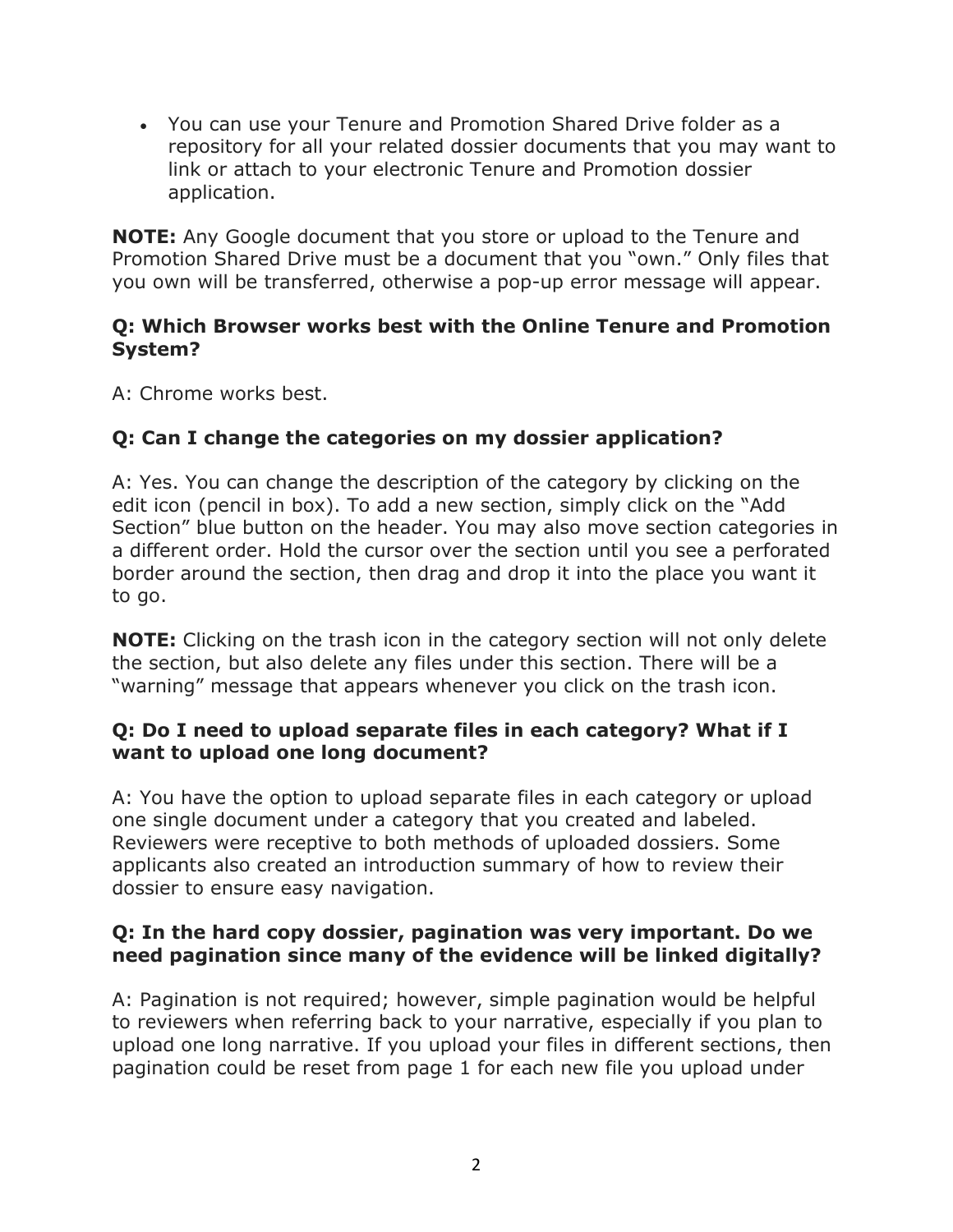- You can use your Tenure and Promotion Shared Drive folder as a repository for all your related dossier documents that you may want to link or attach to your electronic Tenure and Promotion dossier application.

**NOTE:** Any Google document that you store or upload to the Tenure and Promotion Shared Drive must be a document that you "own." Only files that you own will be transferred, otherwise a pop-up error message will appear.

### Q: Which Browser works best with the Online Tenure and Promotion System?

A: Chrome works best.

### Q: Can I change the categories on my dossier application?

A: Yes. You can change the description of the category by clicking on the edit icon (pencil in box). To add a new section, simply click on the "Add Section" blue button on the header. You may also move section categories in a different order. Hold the cursor over the section until you see a perforated border around the section, then drag and drop it into the place you want it to go.

**NOTE:** Clicking on the trash icon in the category section will not only delete the section, but also delete any files under this section. There will be a "warning" message that appears whenever you click on the trash icon.

### Q: Do I need to upload separate files in each category? What if I want to upload one long document?

A: You have the option to upload separate files in each category or upload one single document under a category that you created and labeled. Reviewers were receptive to both methods of uploaded dossiers. Some applicants also created an introduction summary of how to review their dossier to ensure easy navigation.

### Q: In the hard copy dossier, pagination was very important. Do we need pagination since many of the evidence will be linked digitally?

A: Pagination is not required; however, simple pagination would be helpful to reviewers when referring back to your narrative, especially if you plan to upload one long narrative. If you upload your files in different sections, then pagination could be reset from page 1 for each new file you upload under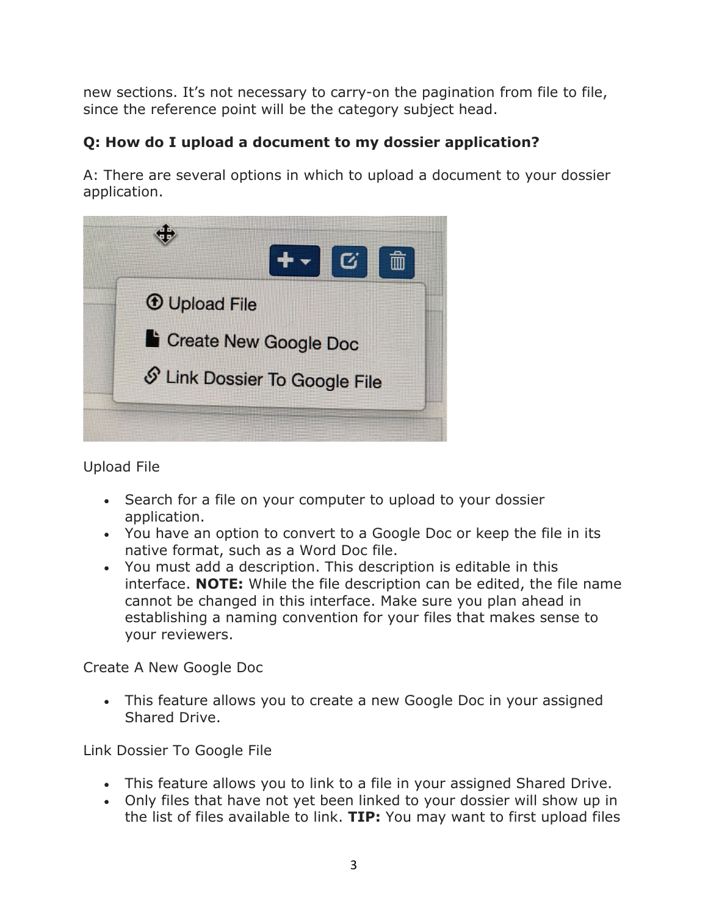new sections. It's not necessary to carry-on the pagination from file to file, since the reference point will be the category subject head.

**Q: How do I upload a document to my dossier application?**

A: There are several options in which to upload a document to your dossier application.

Upload File

- Search for a file on your computer to upload to your dossier application.
- You have an option to convert to a Google Doc or keep the file in its native format, such as a Word Doc file.
- You must add a description. This description is editable in this interface. **NOTE:** While the file description can be edited, the file name cannot be changed in this interface. Make sure you plan ahead in establishing a naming convention for your files that makes sense to your reviewers.

Create A New Google Doc

- This feature allows you to create a new Google Doc in your assigned Shared Drive.

Link Dossier To Google File

- This feature allows you to link to a file in your assigned Shared Drive.
- Only files that have not yet been linked to your dossier will show up in the list of files available to link. **TIP:** You may want to first upload files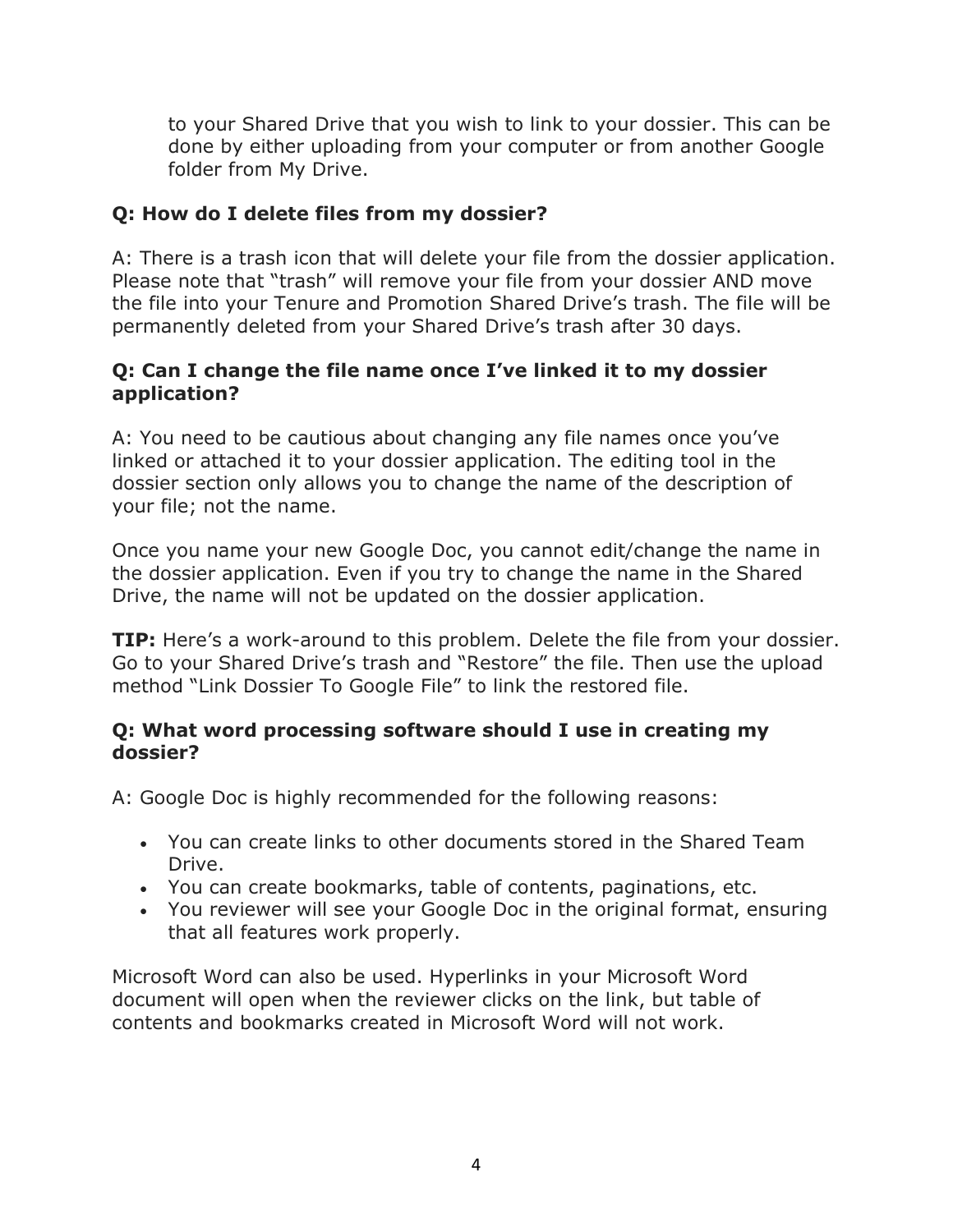to your Shared Drive that you wish to link to your dossier. This can be done by either uploading from your computer or from another Google folder from My Drive.

### Q: How do I delete files from my dossier?

A: There is a trash icon that will delete your file from the dossier application. Please note that "trash" will remove your file from your dossier AND move the file into your Tenure and Promotion Shared Drive's trash. The file will be permanently deleted from your Shared Drive's trash after 30 days.

### Q: Can I change the file name once I've linked it to my dossier application?

A: You need to be cautious about changing any file names once you've linked or attached it to your dossier application. The editing tool in the dossier section only allows you to change the name of the description of your file; not the name.

Once you name your new Google Doc, you cannot edit/change the name in the dossier application. Even if you try to change the name in the Shared Drive, the name will not be updated on the dossier application.

**TIP:** Here's a work-around to this problem. Delete the file from your dossier. Go to your Shared Drive's trash and "Restore" the file. Then use the upload method "Link Dossier To Google File" to link the restored file.

### Q: What word processing software should I use in creating my dossier?

A: Google Doc is highly recommended for the following reasons:

- You can create links to other documents stored in the Shared Team Drive.
- You can create bookmarks, table of contents, paginations, etc.
- You reviewer will see your Google Doc in the original format, ensuring that all features work properly.

Microsoft Word can also be used. Hyperlinks in your Microsoft Word document will open when the reviewer clicks on the link, but table of contents and bookmarks created in Microsoft Word will not work.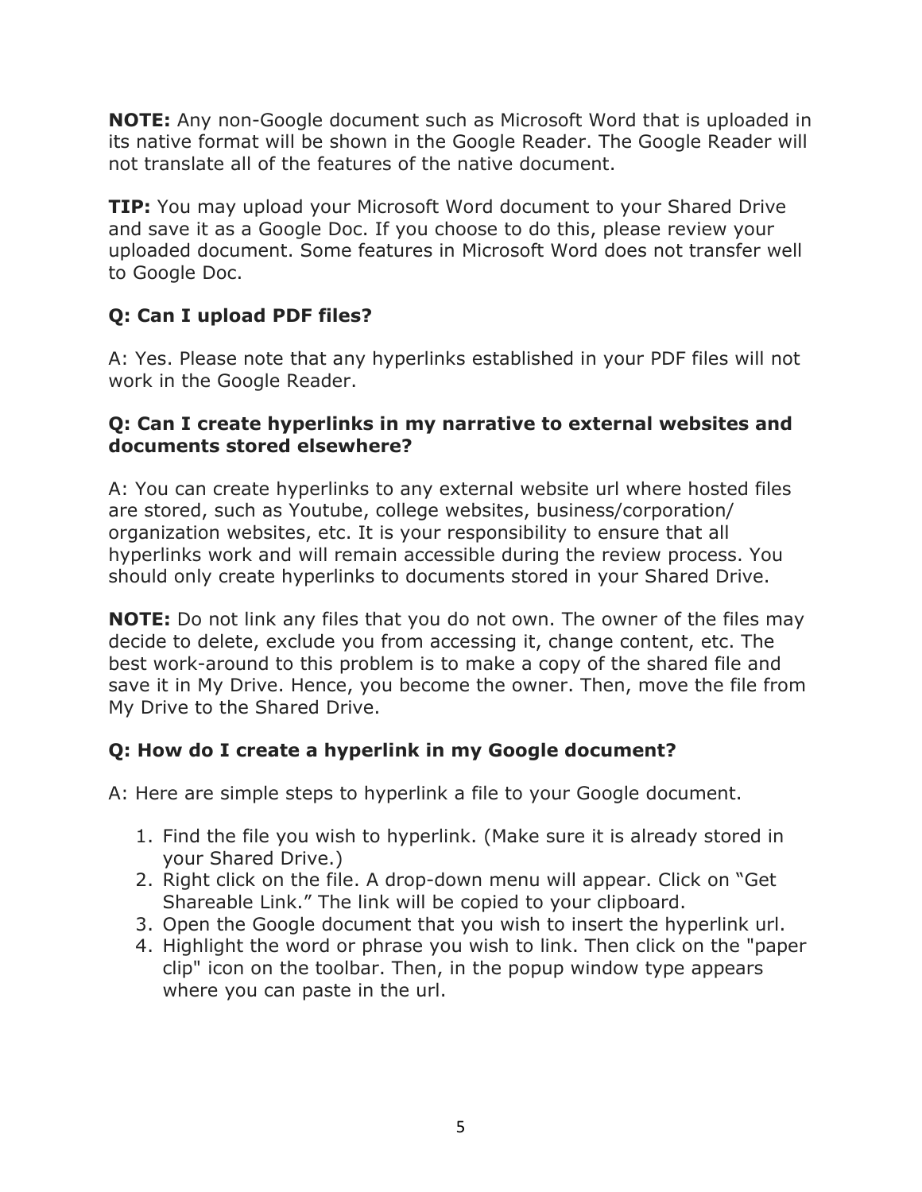**NOTE:** Any non-Google document such as Microsoft Word that is uploaded in its native format will be shown in the Google Reader. The Google Reader will not translate all of the features of the native document.

**TIP:** You may upload your Microsoft Word document to your Shared Drive and save it as a Google Doc. If you choose to do this, please review your uploaded document. Some features in Microsoft Word does not transfer well to Google Doc.

**Q: Can I upload PDF files?**

A: Yes. Please note that any hyperlinks established in your PDF files will not work in the Google Reader.

**Q: Can I create hyperlinks in my narrative to external websites and documents stored elsewhere?**

A: You can create hyperlinks to any external website url where hosted files are stored, such as Youtube, college websites, business/corporation/ organization websites, etc. It is your responsibility to ensure that all hyperlinks work and will remain accessible during the review process. You should only create hyperlinks to documents stored in your Shared Drive.

**NOTE:** Do not link any files that you do not own. The owner of the files may decide to delete, exclude you from accessing it, change content, etc. The best work-around to this problem is to make a copy of the shared file and save it in My Drive. Hence, you become the owner. Then, move the file from My Drive to the Shared Drive.

**Q: How do I create a hyperlink in my Google document?**

A: Here are simple steps to hyperlink a file to your Google document.

1. Find the file you wish to hyperlink. (Make sure it is already stored in your Shared Drive.)
2. Right click on the file. A drop-down menu will appear. Click on "Get Shareable Link." The link will be copied to your clipboard.
3. Open the Google document that you wish to insert the hyperlink url.
4. Highlight the word or phrase you wish to link. Then click on the "paper clip" icon on the toolbar. Then, in the popup window type appears where you can paste in the url.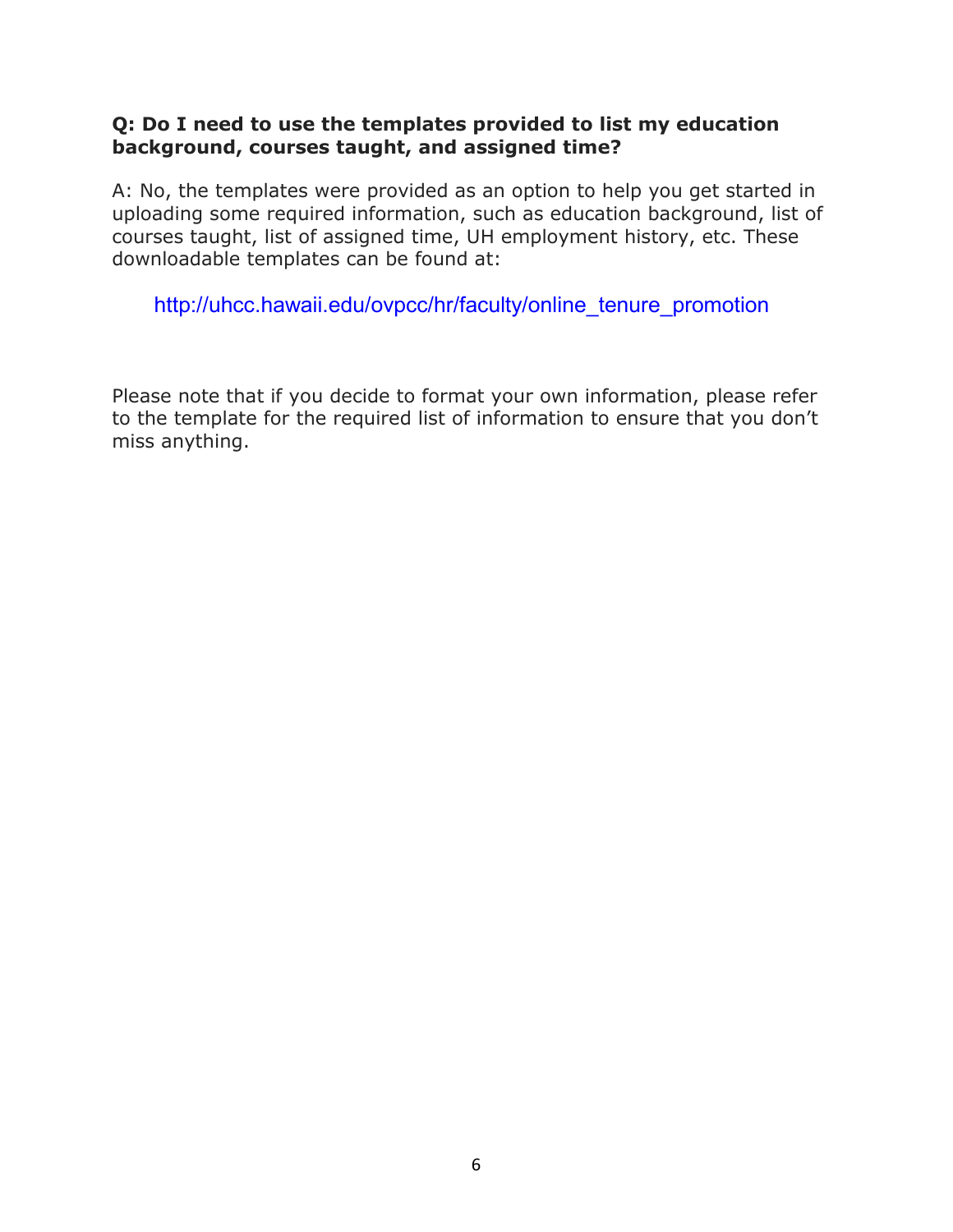**Q: Do I need to use the templates provided to list my education background, courses taught, and assigned time?**

A: No, the templates were provided as an option to help you get started in uploading some required information, such as education background, list of courses taught, list of assigned time, UH employment history, etc. These downloadable templates can be found at:

http://uhcc.hawaii.edu/ovpcc/hr/faculty/online_tenure_promotion

Please note that if you decide to format your own information, please refer to the template for the required list of information to ensure that you don't miss anything.